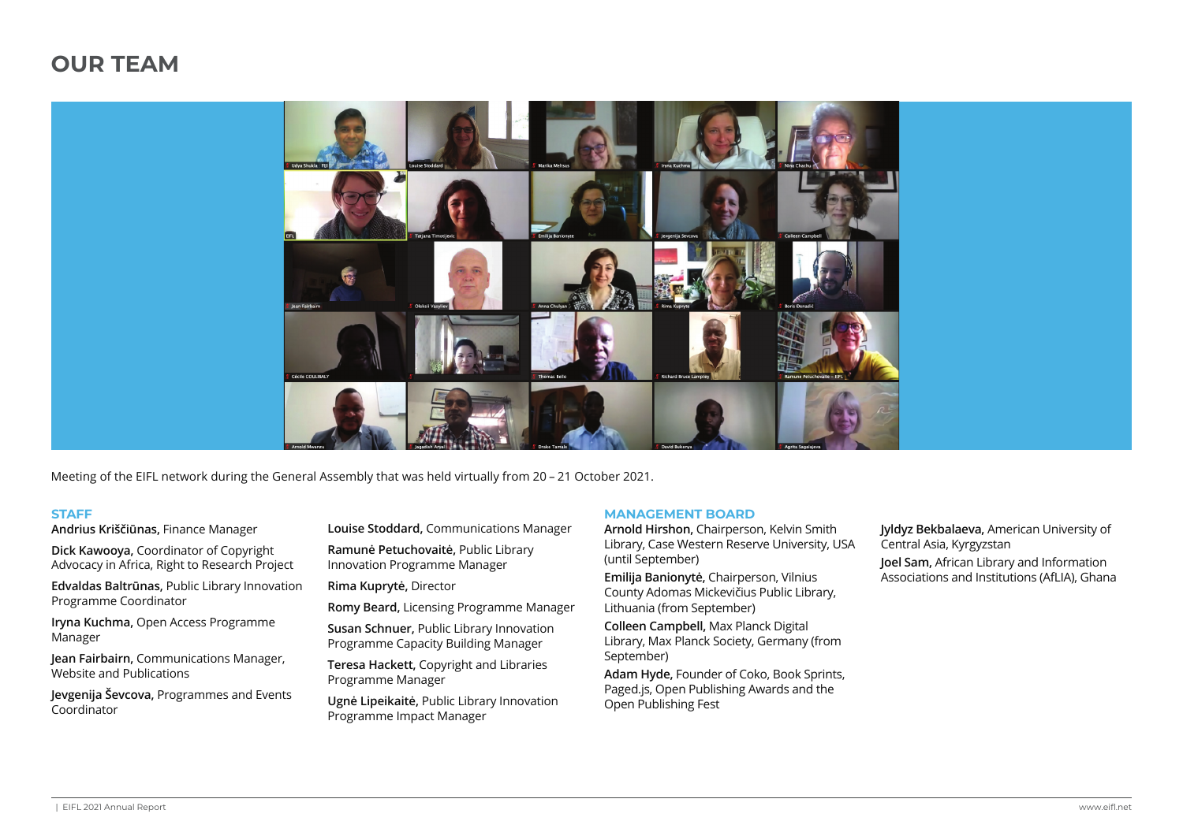# OUR TEAM

Meeting of the EIFL network during the General Assembly that was held virtually from 20 – 21 October 2021.

## STAFF

**Andrius Kriščiūnas,** Finance Manager

**Dick Kawooya,** Coordinator of Copyright Advocacy in Africa, Right to Research Project

**Edvaldas Baltrūnas,** Public Library Innovation Programme Coordinator

**Iryna Kuchma,** Open Access Programme Manager

**Jean Fairbairn,** Communications Manager, Website and Publications

**Jevgenija Ševcova,** Programmes and Events Coordinator

**Louise Stoddard,** Communications Manager

**Ramunė Petuchovaitė,** Public Library Innovation Programme Manager

**Rima Kupprytė,** Director

**Romy Beard,** Licensing Programme Manager

**Susan Schnuer,** Public Library Innovation Programme Capacity Building Manager

**Teresa Hackett,** Copyright and Libraries Programme Manager

**Ugnė Lipeikaitė,** Public Library Innovation Programme Impact Manager

## MANAGEMENT BOARD

**Arnold Hirshon,** Chairperson, Kelvin Smith Library, Case Western Reserve University, USA (until September)

**Emilija Banionytė,** Chairperson, Vilnius County Adomas Mickevičius Public Library, Lithuania (from September)

**Colleen Campbell,** Max Planck Digital Library, Max Planck Society, Germany (from September)

**Adam Hyde,** Founder of Coko, Book Sprints, Paged.js, Open Publishing Awards and the Open Publishing Fest

**Jyldyz Bekbalaeva,** American University of Central Asia, Kyrgyzstan

**Joel Sam,** African Library and Information Associations and Institutions (AfLIA), Ghana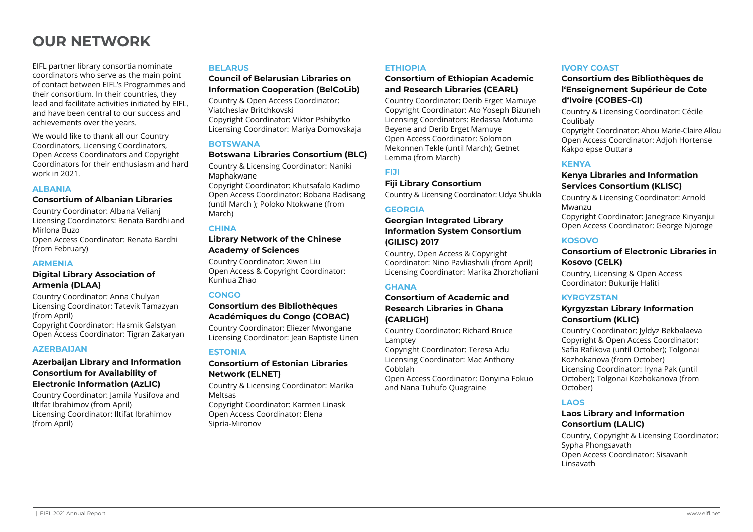# OUR NETWORK

EIFL partner library consortia nominate coordinators who serve as the main point of contact between EIFL's Programmes and their consortium. In their countries, they lead and facilitate activities initiated by EIFL, and have been central to our success and achievements over the years.

We would like to thank all our Country Coordinators, Licensing Coordinators, Open Access Coordinators and Copyright Coordinators for their enthusiasm and hard work in 2021.

## ALBANIA

### Consortium of Albanian Libraries

Country Coordinator: Albana Velianj
Licensing Coordinators: Renata Bardhi and Mirlona Buzo
Open Access Coordinator: Renata Bardhi (from February)

## ARMENIA

### Digital Library Association of Armenia (DLAA)

Country Coordinator: Anna Chulyan
Licensing Coordinator: Tatevik Tamazyan (from April)
Copyright Coordinator: Hasmik Galstyan
Open Access Coordinator: Tigran Zakaryan

## AZERBAIJAN

### Azerbaijan Library and Information Consortium for Availability of Electronic Information (AzLIC)

Country Coordinator: Jamila Yusifova and Iltifat Ibrahimov (from April)
Licensing Coordinator: Iltifat Ibrahimov (from April)

## BELARUS

### Council of Belarusian Libraries on Information Cooperation (BelCoLib)

Country & Open Access Coordinator: Viatcheslav Britchkovski
Copyright Coordinator: Viktor Pshibytko
Licensing Coordinator: Mariya Domovskaja

## BOTSWANA

### Botswana Libraries Consortium (BLC)

Country & Licensing Coordinator: Naniki Maphakwane
Copyright Coordinator: Khutsafalo Kadimo
Open Access Coordinator: Bobana Badisang (until March ); Poloko Ntokwane (from March)

## CHINA

### Library Network of the Chinese Academy of Sciences

Country Coordinator: Xiwen Liu
Open Access & Copyright Coordinator: Kunhua Zhao

## CONGO

### Consortium des Bibliothèques Académiques du Congo (COBAC)

Country Coordinator: Eliezer Mwongane
Licensing Coordinator: Jean Baptiste Unen

## ESTONIA

### Consortium of Estonian Libraries Network (ELNET)

Country & Licensing Coordinator: Marika Meltsas
Copyright Coordinator: Karmen Linask
Open Access Coordinator: Elena Sipria-Mironov

## ETHIOPIA

### Consortium of Ethiopian Academic and Research Libraries (CEARL)

Country Coordinator: Derib Erget Mamuye
Copyright Coordinator: Ato Yoseph Bizuneh
Licensing Coordinators: Bedassa Motuma Beyene and Derib Erget Mamuye
Open Access Coordinator: Solomon Mekonnen Tekle (until March); Getnet Lemma (from March)

## FIJI

### Fiji Library Consortium

Country & Licensing Coordinator: Udya Shukla

## GEORGIA

### Georgian Integrated Library Information System Consortium (GILISC) 2017

Country, Open Access & Copyright Coordinator: Nino Pavliashvili (from April)
Licensing Coordinator: Marika Zhorzholiani

## GHANA

### Consortium of Academic and Research Libraries in Ghana (CARLIGH)

Country Coordinator: Richard Bruce Lamptey
Copyright Coordinator: Teresa Adu
Licensing Coordinator: Mac Anthony Cobblah
Open Access Coordinator: Donyina Fokuo and Nana Tuhufo Quagraine

## IVORY COAST

### Consortium des Bibliothèques de l'Enseignement Supérieur de Cote d'Ivoire (COBES-CI)

Country & Licensing Coordinator: Cécile Coulibaly
Copyright Coordinator: Ahou Marie-Claire Allou
Open Access Coordinator: Adjoh Hortense Kakpo epse Outtara

## KENYA

### Kenya Libraries and Information Services Consortium (KLISC)

Country & Licensing Coordinator: Arnold Mwanzu
Copyright Coordinator: Janegrace Kinyanjui
Open Access Coordinator: George Njoroge

## KOSOVO

### Consortium of Electronic Libraries in Kosovo (CELK)

Country, Licensing & Open Access Coordinator: Bukurije Haliti

## KYRGYZSTAN

### Kyrgyzstan Library Information Consortium (KLIC)

Country Coordinator: Jyldyz Bekbalaeva
Copyright & Open Access Coordinator: Safia Rafikova (until October); Tolgonai Kozhokanova (from October)
Licensing Coordinator: Iryna Pak (until October); Tolgonai Kozhokanova (from October)

## LAOS

### Laos Library and Information Consortium (LALIC)

Country, Copyright & Licensing Coordinator: Sypha Phongsavath
Open Access Coordinator: Sisavanh Linsavath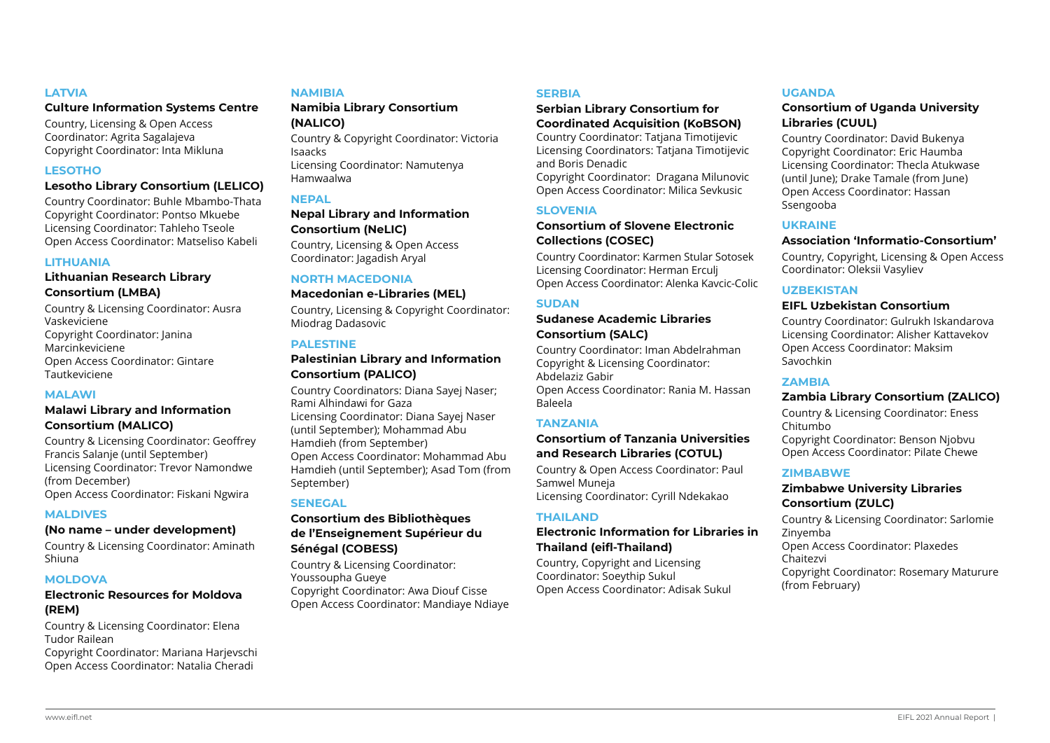## LATVIA

### Culture Information Systems Centre

Country, Licensing & Open Access Coordinator: Agrita Sagalajeva
Copyright Coordinator: Inta Mikluna

## LESOTHO

### Lesotho Library Consortium (LELICO)

Country Coordinator: Buhle Mbambo-Thata
Copyright Coordinator: Pontso Mkuebe
Licensing Coordinator: Tahleho Tseole
Open Access Coordinator: Matseliso Kabeli

## LITHUANIA

### Lithuanian Research Library Consortium (LMBA)

Country & Licensing Coordinator: Ausra Vaskeviciene
Copyright Coordinator: Janina Marcinkeviciene
Open Access Coordinator: Gintare Tautkeviciene

## MALAWI

### Malawi Library and Information Consortium (MALICO)

Country & Licensing Coordinator: Geoffrey Francis Salanje (until September)
Licensing Coordinator: Trevor Namondwe (from December)
Open Access Coordinator: Fiskani Ngwira

## MALDIVES

### (No name – under development)

Country & Licensing Coordinator: Aminath Shiuna

## MOLDOVA

### Electronic Resources for Moldova (REM)

Country & Licensing Coordinator: Elena Tudor Railean
Copyright Coordinator: Mariana Harjevschi
Open Access Coordinator: Natalia Cheradi

## NAMIBIA

### Namibia Library Consortium (NALICO)

Country & Copyright Coordinator: Victoria Isaacks
Licensing Coordinator: Namutenya Hamwaalwa

## NEPAL

### Nepal Library and Information Consortium (NeLIC)

Country, Licensing & Open Access Coordinator: Jagadish Aryal

## NORTH MACEDONIA

### Macedonian e-Libraries (MEL)

Country, Licensing & Copyright Coordinator: Miodrag Dadasovic

## PALESTINE

### Palestinian Library and Information Consortium (PALICO)

Country Coordinators: Diana Sayej Naser; Rami Alhindawi for Gaza
Licensing Coordinator: Diana Sayej Naser (until September); Mohammad Abu Hamdieh (from September)
Open Access Coordinator: Mohammad Abu Hamdieh (until September); Asad Tom (from September)

## SENEGAL

### Consortium des Bibliothèques de l'Enseignement Supérieur du Sénégal (COBESS)

Country & Licensing Coordinator: Youssoupha Gueye
Copyright Coordinator: Awa Diouf Cisse
Open Access Coordinator: Mandiaye Ndiaye

## SERBIA

### Serbian Library Consortium for Coordinated Acquisition (KoBSON)

Country Coordinator: Tatjana Timotijevic
Licensing Coordinators: Tatjana Timotijevic and Boris Denadic
Copyright Coordinator: Dragana Milunovic
Open Access Coordinator: Milica Sevkusic

## SLOVENIA

### Consortium of Slovene Electronic Collections (COSEC)

Country Coordinator: Karmen Stular Sotosek
Licensing Coordinator: Herman Erculj
Open Access Coordinator: Alenka Kavcic-Colic

## SUDAN

### Sudanese Academic Libraries Consortium (SALC)

Country Coordinator: Iman Abdelrahman
Copyright & Licensing Coordinator: Abdelaziz Gabir
Open Access Coordinator: Rania M. Hassan Baleela

## TANZANIA

### Consortium of Tanzania Universities and Research Libraries (COTUL)

Country & Open Access Coordinator: Paul Samwel Muneja
Licensing Coordinator: Cyrill Ndekakao

## THAILAND

### Electronic Information for Libraries in Thailand (eifl-Thailand)

Country, Copyright and Licensing Coordinator: Soeythip Sukul
Open Access Coordinator: Adisak Sukul

## UGANDA

### Consortium of Uganda University Libraries (CUUL)

Country Coordinator: David Bukenya
Copyright Coordinator: Eric Haumba
Licensing Coordinator: Thecla Atukwase (until June); Drake Tamale (from June)
Open Access Coordinator: Hassan Ssengooba

## UKRAINE

### Association 'Informatio-Consortium'

Country, Copyright, Licensing & Open Access Coordinator: Oleksii Vasyliev

## UZBEKISTAN

### EIFL Uzbekistan Consortium

Country Coordinator: Gulrukh Iskandarova
Licensing Coordinator: Alisher Kattavekov
Open Access Coordinator: Maksim Savochkin

## ZAMBIA

### Zambia Library Consortium (ZALICO)

Country & Licensing Coordinator: Eness Chitumbo
Copyright Coordinator: Benson Njobvu
Open Access Coordinator: Pilate Chewe

## ZIMBABWE

### Zimbabwe University Libraries Consortium (ZULC)

Country & Licensing Coordinator: Sarlomie Zinyemba
Open Access Coordinator: Plaxedes Chaitezvi
Copyright Coordinator: Rosemary Maturure (from February)